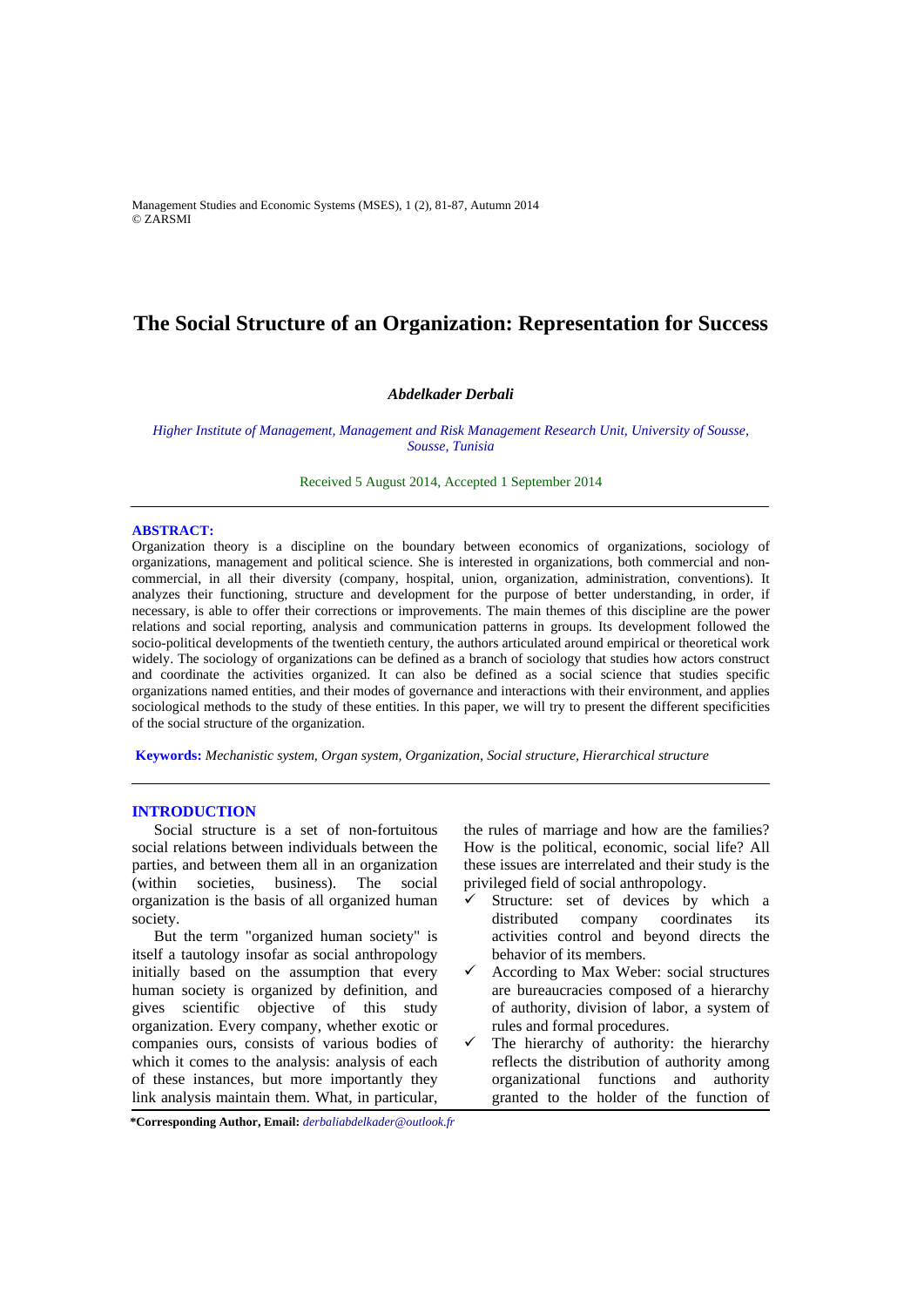# The Social Structure of an Organization: Representation for Success

***Abdelkader Derbali***

*Higher Institute of Management, Management and Risk Management Research Unit, University of Sousse, Sousse, Tunisia*

Received 5 August 2014, Accepted 1 September 2014

---

**ABSTRACT:**

Organization theory is a discipline on the boundary between economics of organizations, sociology of organizations, management and political science. She is interested in organizations, both commercial and non-commercial, in all their diversity (company, hospital, union, organization, administration, conventions). It analyzes their functioning, structure and development for the purpose of better understanding, in order, if necessary, is able to offer their corrections or improvements. The main themes of this discipline are the power relations and social reporting, analysis and communication patterns in groups. Its development followed the socio-political developments of the twentieth century, the authors articulated around empirical or theoretical work widely. The sociology of organizations can be defined as a branch of sociology that studies how actors construct and coordinate the activities organized. It can also be defined as a social science that studies specific organizations named entities, and their modes of governance and interactions with their environment, and applies sociological methods to the study of these entities. In this paper, we will try to present the different specificities of the social structure of the organization.

**Keywords:** *Mechanistic system, Organ system, Organization, Social structure, Hierarchical structure*

---

## INTRODUCTION

Social structure is a set of non-fortuitous social relations between individuals between the parties, and between them all in an organization (within societies, business). The social organization is the basis of all organized human society.

But the term "organized human society" is itself a tautology insofar as social anthropology initially based on the assumption that every human society is organized by definition, and gives scientific objective of this study organization. Every company, whether exotic or companies ours, consists of various bodies of which it comes to the analysis: analysis of each of these instances, but more importantly they link analysis maintain them. What, in particular, the rules of marriage and how are the families? How is the political, economic, social life? All these issues are interrelated and their study is the privileged field of social anthropology.

- Structure: set of devices by which a distributed company coordinates its activities control and beyond directs the behavior of its members.
- According to Max Weber: social structures are bureaucracies composed of a hierarchy of authority, division of labor, a system of rules and formal procedures.
- The hierarchy of authority: the hierarchy reflects the distribution of authority among organizational functions and authority granted to the holder of the function of

**\*Corresponding Author, Email:** *derbaliabdelkader@outlook.fr*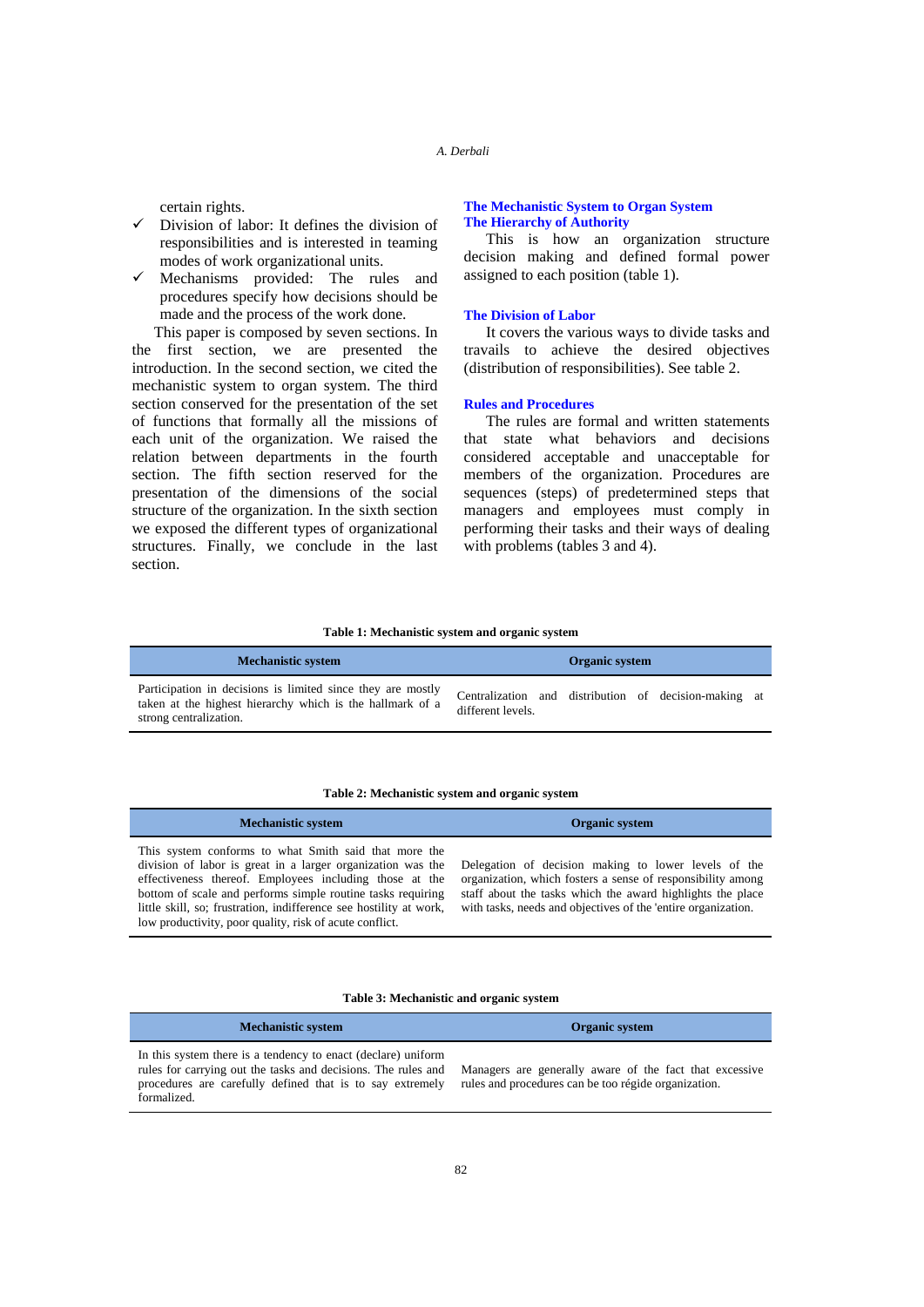certain rights.

- ✓ Division of labor: It defines the division of responsibilities and is interested in teaming modes of work organizational units.
- ✓ Mechanisms provided: The rules and procedures specify how decisions should be made and the process of the work done.

This paper is composed by seven sections. In the first section, we are presented the introduction. In the second section, we cited the mechanistic system to organ system. The third section conserved for the presentation of the set of functions that formally all the missions of each unit of the organization. We raised the relation between departments in the fourth section. The fifth section reserved for the presentation of the dimensions of the social structure of the organization. In the sixth section we exposed the different types of organizational structures. Finally, we conclude in the last section.

## The Mechanistic System to Organ System

### The Hierarchy of Authority

This is how an organization structure decision making and defined formal power assigned to each position (table 1).

### The Division of Labor

It covers the various ways to divide tasks and travails to achieve the desired objectives (distribution of responsibilities). See table 2.

### Rules and Procedures

The rules are formal and written statements that state what behaviors and decisions considered acceptable and unacceptable for members of the organization. Procedures are sequences (steps) of predetermined steps that managers and employees must comply in performing their tasks and their ways of dealing with problems (tables 3 and 4).

**Table 1: Mechanistic system and organic system**

| Mechanistic system | Organic system |
|---|---|
| Participation in decisions is limited since they are mostly taken at the highest hierarchy which is the hallmark of a strong centralization. | Centralization and distribution of decision-making at different levels. |

**Table 2: Mechanistic system and organic system**

| Mechanistic system | Organic system |
|---|---|
| This system conforms to what Smith said that more the division of labor is great in a larger organization was the effectiveness thereof. Employees including those at the bottom of scale and performs simple routine tasks requiring little skill, so; frustration, indifference see hostility at work, low productivity, poor quality, risk of acute conflict. | Delegation of decision making to lower levels of the organization, which fosters a sense of responsibility among staff about the tasks which the award highlights the place with tasks, needs and objectives of the 'entire organization. |

**Table 3: Mechanistic and organic system**

| Mechanistic system | Organic system |
|---|---|
| In this system there is a tendency to enact (declare) uniform rules for carrying out the tasks and decisions. The rules and procedures are carefully defined that is to say extremely formalized. | Managers are generally aware of the fact that excessive rules and procedures can be too régide organization. |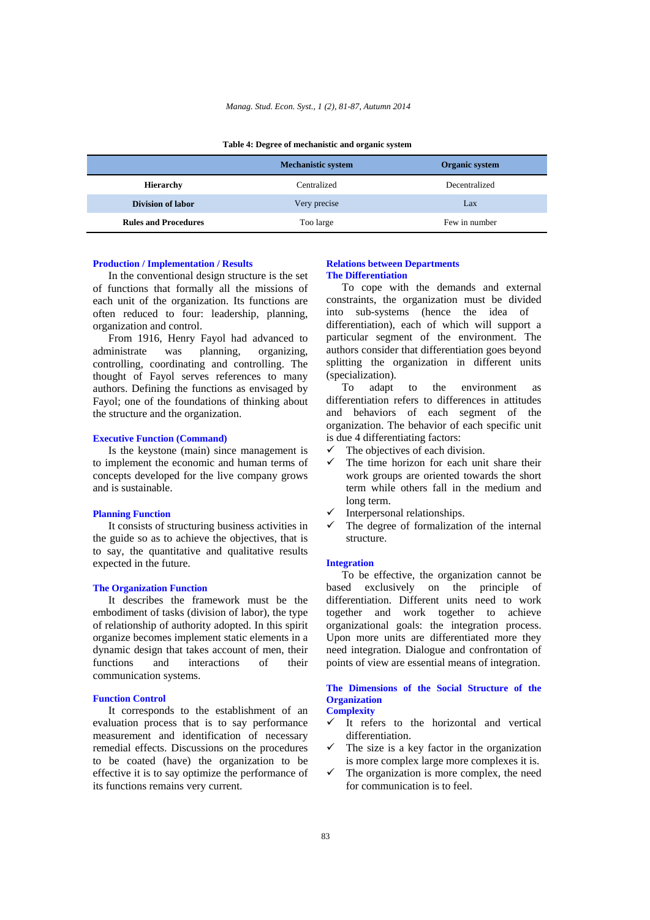**Table 4: Degree of mechanistic and organic system**

| | Mechanistic system | Organic system |
|---|---|---|
| **Hierarchy** | Centralized | Decentralized |
| **Division of labor** | Very precise | Lax |
| **Rules and Procedures** | Too large | Few in number |

### Production / Implementation / Results

In the conventional design structure is the set of functions that formally all the missions of each unit of the organization. Its functions are often reduced to four: leadership, planning, organization and control.

From 1916, Henry Fayol had advanced to administrate was planning, organizing, controlling, coordinating and controlling. The thought of Fayol serves references to many authors. Defining the functions as envisaged by Fayol; one of the foundations of thinking about the structure and the organization.

### Executive Function (Command)

Is the keystone (main) since management is to implement the economic and human terms of concepts developed for the live company grows and is sustainable.

### Planning Function

It consists of structuring business activities in the guide so as to achieve the objectives, that is to say, the quantitative and qualitative results expected in the future.

### The Organization Function

It describes the framework must be the embodiment of tasks (division of labor), the type of relationship of authority adopted. In this spirit organize becomes implement static elements in a dynamic design that takes account of men, their functions and interactions of their communication systems.

### Function Control

It corresponds to the establishment of an evaluation process that is to say performance measurement and identification of necessary remedial effects. Discussions on the procedures to be coated (have) the organization to be effective it is to say optimize the performance of its functions remains very current.

### Relations between Departments

### The Differentiation

To cope with the demands and external constraints, the organization must be divided into sub-systems (hence the idea of differentiation), each of which will support a particular segment of the environment. The authors consider that differentiation goes beyond splitting the organization in different units (specialization).

To adapt to the environment as differentiation refers to differences in attitudes and behaviors of each segment of the organization. The behavior of each specific unit is due 4 differentiating factors:

- ✓ The objectives of each division.
- ✓ The time horizon for each unit share their work groups are oriented towards the short term while others fall in the medium and long term.
- ✓ Interpersonal relationships.
- ✓ The degree of formalization of the internal structure.

### Integration

To be effective, the organization cannot be based exclusively on the principle of differentiation. Different units need to work together and work together to achieve organizational goals: the integration process. Upon more units are differentiated more they need integration. Dialogue and confrontation of points of view are essential means of integration.

### The Dimensions of the Social Structure of the Organization

### Complexity

- ✓ It refers to the horizontal and vertical differentiation.
- ✓ The size is a key factor in the organization is more complex large more complexes it is.
- ✓ The organization is more complex, the need for communication is to feel.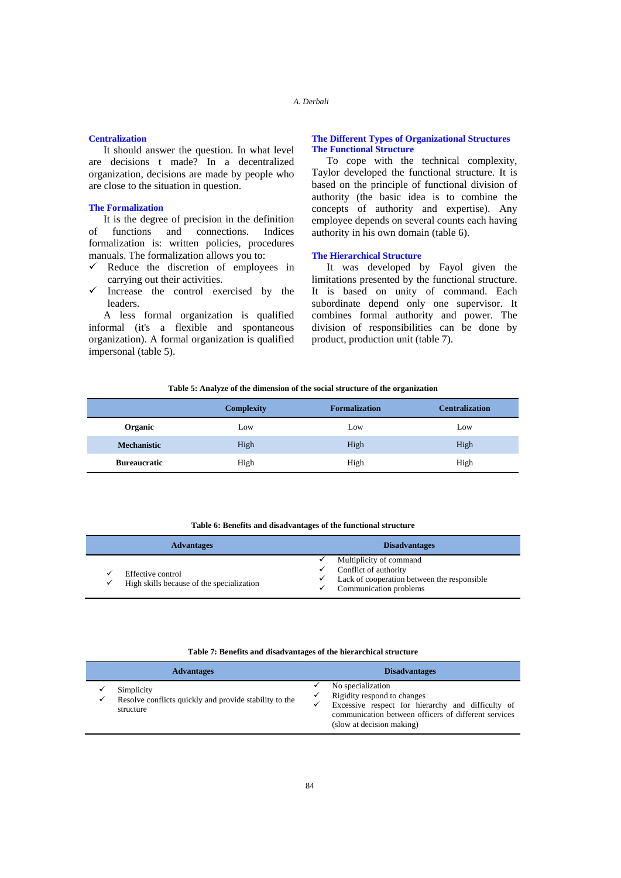### Centralization

It should answer the question. In what level are decisions t made? In a decentralized organization, decisions are made by people who are close to the situation in question.

### The Formalization

It is the degree of precision in the definition of functions and connections. Indices formalization is: written policies, procedures manuals. The formalization allows you to:

- ✓ Reduce the discretion of employees in carrying out their activities.
- ✓ Increase the control exercised by the leaders.

A less formal organization is qualified informal (it's a flexible and spontaneous organization). A formal organization is qualified impersonal (table 5).

### The Different Types of Organizational Structures

### The Functional Structure

To cope with the technical complexity, Taylor developed the functional structure. It is based on the principle of functional division of authority (the basic idea is to combine the concepts of authority and expertise). Any employee depends on several counts each having authority in his own domain (table 6).

### The Hierarchical Structure

It was developed by Fayol given the limitations presented by the functional structure. It is based on unity of command. Each subordinate depend only one supervisor. It combines formal authority and power. The division of responsibilities can be done by product, production unit (table 7).

**Table 5: Analyze of the dimension of the social structure of the organization**

| | Complexity | Formalization | Centralization |
|---|---|---|---|
| **Organic** | Low | Low | Low |
| **Mechanistic** | High | High | High |
| **Bureaucratic** | High | High | High |

**Table 6: Benefits and disadvantages of the functional structure**

| Advantages | Disadvantages |
|---|---|
| ✓ Effective control<br>✓ High skills because of the specialization | ✓ Multiplicity of command<br>✓ Conflict of authority<br>✓ Lack of cooperation between the responsible<br>✓ Communication problems |

**Table 7: Benefits and disadvantages of the hierarchical structure**

| Advantages | Disadvantages |
|---|---|
| ✓ Simplicity<br>✓ Resolve conflicts quickly and provide stability to the structure | ✓ No specialization<br>✓ Rigidity respond to changes<br>✓ Excessive respect for hierarchy and difficulty of communication between officers of different services (slow at decision making) |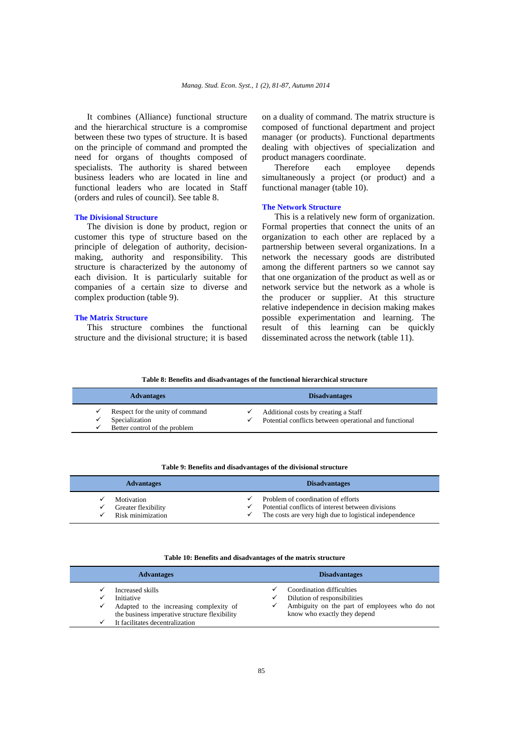It combines (Alliance) functional structure and the hierarchical structure is a compromise between these two types of structure. It is based on the principle of command and prompted the need for organs of thoughts composed of specialists. The authority is shared between business leaders who are located in line and functional leaders who are located in Staff (orders and rules of council). See table 8.

### The Divisional Structure

The division is done by product, region or customer this type of structure based on the principle of delegation of authority, decision-making, authority and responsibility. This structure is characterized by the autonomy of each division. It is particularly suitable for companies of a certain size to diverse and complex production (table 9).

### The Matrix Structure

This structure combines the functional structure and the divisional structure; it is based on a duality of command. The matrix structure is composed of functional department and project manager (or products). Functional departments dealing with objectives of specialization and product managers coordinate.

Therefore each employee depends simultaneously a project (or product) and a functional manager (table 10).

### The Network Structure

This is a relatively new form of organization. Formal properties that connect the units of an organization to each other are replaced by a partnership between several organizations. In a network the necessary goods are distributed among the different partners so we cannot say that one organization of the product as well as or network service but the network as a whole is the producer or supplier. At this structure relative independence in decision making makes possible experimentation and learning. The result of this learning can be quickly disseminated across the network (table 11).

**Table 8: Benefits and disadvantages of the functional hierarchical structure**

| Advantages | Disadvantages |
|---|---|
| ✓ Respect for the unity of command<br>✓ Specialization<br>✓ Better control of the problem | ✓ Additional costs by creating a Staff<br>✓ Potential conflicts between operational and functional |

**Table 9: Benefits and disadvantages of the divisional structure**

| Advantages | Disadvantages |
|---|---|
| ✓ Motivation<br>✓ Greater flexibility<br>✓ Risk minimization | ✓ Problem of coordination of efforts<br>✓ Potential conflicts of interest between divisions<br>✓ The costs are very high due to logistical independence |

**Table 10: Benefits and disadvantages of the matrix structure**

| Advantages | Disadvantages |
|---|---|
| ✓ Increased skills<br>✓ Initiative<br>✓ Adapted to the increasing complexity of the business imperative structure flexibility<br>✓ It facilitates decentralization | ✓ Coordination difficulties<br>✓ Dilution of responsibilities<br>✓ Ambiguity on the part of employees who do not know who exactly they depend |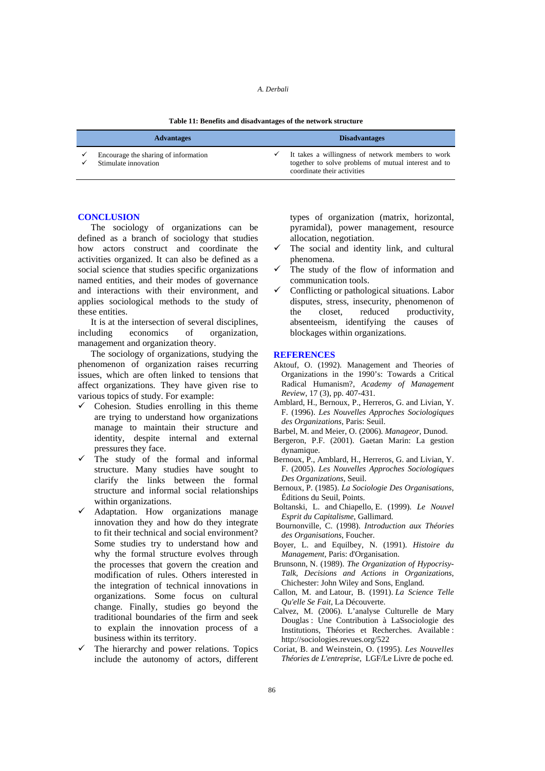**Table 11: Benefits and disadvantages of the network structure**

| Advantages | Disadvantages |
|---|---|
| ✓ Encourage the sharing of information<br>✓ Stimulate innovation | ✓ It takes a willingness of network members to work together to solve problems of mutual interest and to coordinate their activities |

## CONCLUSION

The sociology of organizations can be defined as a branch of sociology that studies how actors construct and coordinate the activities organized. It can also be defined as a social science that studies specific organizations named entities, and their modes of governance and interactions with their environment, and applies sociological methods to the study of these entities.

It is at the intersection of several disciplines, including economics of organization, management and organization theory.

The sociology of organizations, studying the phenomenon of organization raises recurring issues, which are often linked to tensions that affect organizations. They have given rise to various topics of study. For example:

- ✓ Cohesion. Studies enrolling in this theme are trying to understand how organizations manage to maintain their structure and identity, despite internal and external pressures they face.
- ✓ The study of the formal and informal structure. Many studies have sought to clarify the links between the formal structure and informal social relationships within organizations.
- ✓ Adaptation. How organizations manage innovation they and how do they integrate to fit their technical and social environment? Some studies try to understand how and why the formal structure evolves through the processes that govern the creation and modification of rules. Others interested in the integration of technical innovations in organizations. Some focus on cultural change. Finally, studies go beyond the traditional boundaries of the firm and seek to explain the innovation process of a business within its territory.
- ✓ The hierarchy and power relations. Topics include the autonomy of actors, different types of organization (matrix, horizontal, pyramidal), power management, resource allocation, negotiation.
- ✓ The social and identity link, and cultural phenomena.
- ✓ The study of the flow of information and communication tools.
- ✓ Conflicting or pathological situations. Labor disputes, stress, insecurity, phenomenon of the closet, reduced productivity, absenteeism, identifying the causes of blockages within organizations.

## REFERENCES

Aktouf, O. (1992). Management and Theories of Organizations in the 1990's: Towards a Critical Radical Humanism?, *Academy of Management Review*, 17 (3), pp. 407-431.

Amblard, H., Bernoux, P., Herreros, G. and Livian, Y. F. (1996). *Les Nouvelles Approches Sociologiques des Organizations*, Paris: Seuil.

Barbel, M. and Meier, O. (2006). *Manageor*, Dunod.

Bergeron, P.F. (2001). Gaetan Marin: La gestion dynamique.

Bernoux, P., Amblard, H., Herreros, G. and Livian, Y. F. (2005). *Les Nouvelles Approches Sociologiques Des Organizations*, Seuil.

Bernoux, P. (1985). *La Sociologie Des Organisations*, Éditions du Seuil, Points.

Boltanski, L. and Chiapello, E. (1999). *Le Nouvel Esprit du Capitalisme*, Gallimard.

Bournonville, C. (1998). *Introduction aux Théories des Organisations*, Foucher.

Boyer, L. and Equilbey, N. (1991). *Histoire du Management*, Paris: d'Organisation.

Brunsonn, N. (1989). *The Organization of Hypocrisy-Talk, Decisions and Actions in Organizations*, Chichester: John Wiley and Sons, England.

Callon, M. and Latour, B. (1991). *La Science Telle Qu'elle Se Fait*, La Découverte.

Calvez, M. (2006). L'analyse Culturelle de Mary Douglas : Une Contribution à LaSsociologie des Institutions, Théories et Recherches. Available : http://sociologies.revues.org/522

Coriat, B. and Weinstein, O. (1995). *Les Nouvelles Théories de L'entreprise*, LGF/Le Livre de poche ed.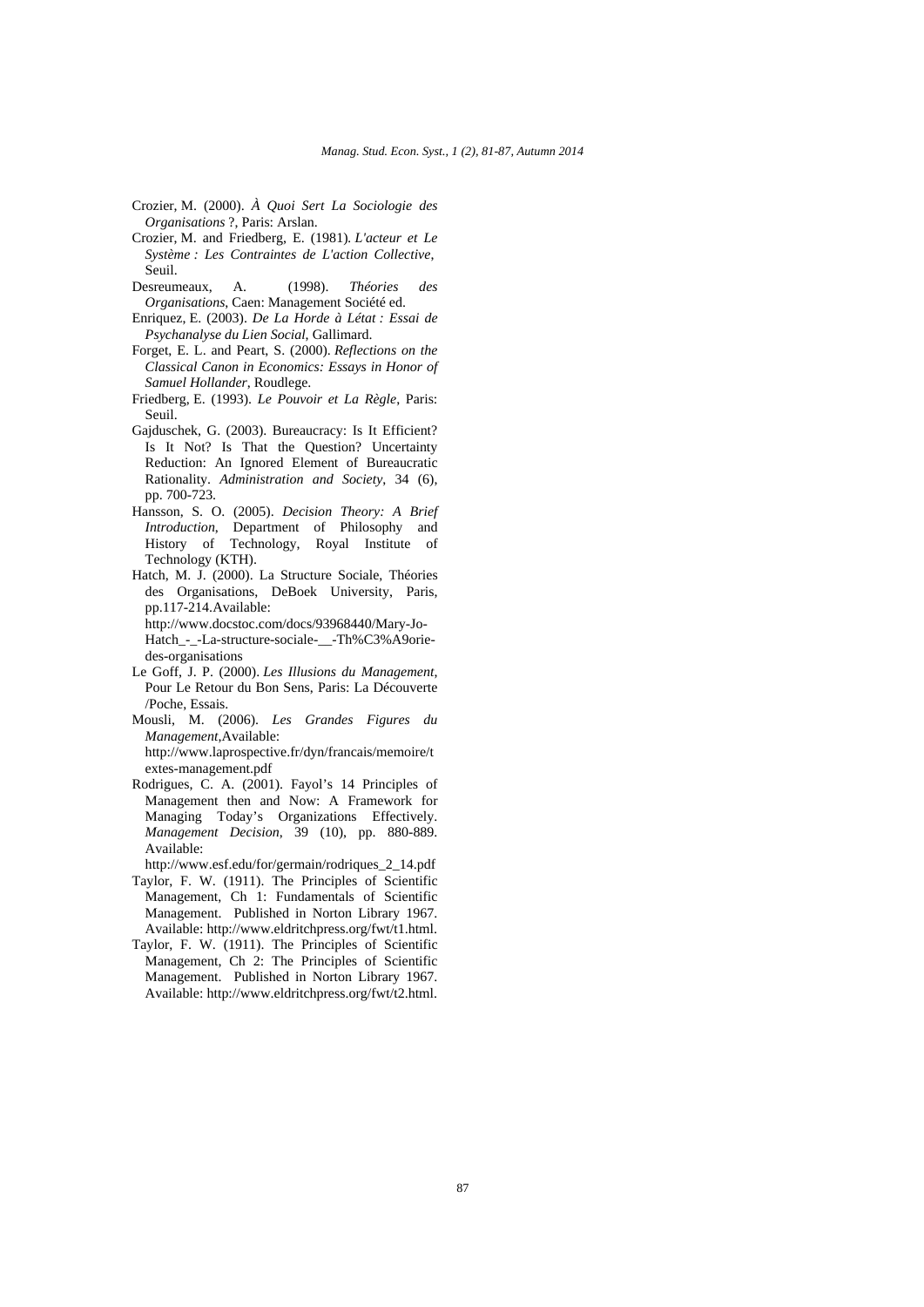Crozier, M. (2000). *À Quoi Sert La Sociologie des Organisations* ?, Paris: Arslan.

Crozier, M. and Friedberg, E. (1981). *L'acteur et Le Système : Les Contraintes de L'action Collective*, Seuil.

Desreumeaux, A. (1998). *Théories des Organisations*, Caen: Management Société ed.

Enriquez, E. (2003). *De La Horde à Létat : Essai de Psychanalyse du Lien Social*, Gallimard.

Forget, E. L. and Peart, S. (2000). *Reflections on the Classical Canon in Economics: Essays in Honor of Samuel Hollander*, Roudlege.

Friedberg, E. (1993). *Le Pouvoir et La Règle*, Paris: Seuil.

Gajduschek, G. (2003). Bureaucracy: Is It Efficient? Is It Not? Is That the Question? Uncertainty Reduction: An Ignored Element of Bureaucratic Rationality. *Administration and Society*, 34 (6), pp. 700-723.

Hansson, S. O. (2005). *Decision Theory: A Brief Introduction*, Department of Philosophy and History of Technology, Royal Institute of Technology (KTH).

Hatch, M. J. (2000). La Structure Sociale, Théories des Organisations, DeBoek University, Paris, pp.117-214.Available: http://www.docstoc.com/docs/93968440/Mary-Jo-Hatch_-_-La-structure-sociale-__-Th%C3%A9orie-des-organisations

Le Goff, J. P. (2000). *Les Illusions du Management*, Pour Le Retour du Bon Sens, Paris: La Découverte /Poche, Essais.

Mousli, M. (2006). *Les Grandes Figures du Management*,Available: http://www.laprospective.fr/dyn/francais/memoire/textes-management.pdf

Rodrigues, C. A. (2001). Fayol's 14 Principles of Management then and Now: A Framework for Managing Today's Organizations Effectively. *Management Decision*, 39 (10), pp. 880-889. Available: http://www.esf.edu/for/germain/rodriques_2_14.pdf

Taylor, F. W. (1911). The Principles of Scientific Management, Ch 1: Fundamentals of Scientific Management. Published in Norton Library 1967. Available: http://www.eldritchpress.org/fwt/t1.html.

Taylor, F. W. (1911). The Principles of Scientific Management, Ch 2: The Principles of Scientific Management. Published in Norton Library 1967. Available: http://www.eldritchpress.org/fwt/t2.html.